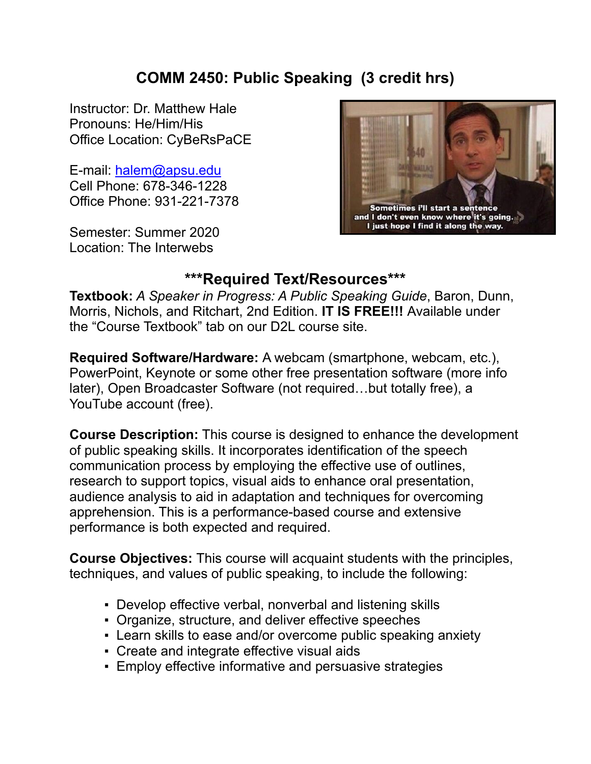# COMM 2450: Public Speaking (3 credit hrs)

Instructor: Dr. Matthew Hale
Pronouns: He/Him/His
Office Location: CyBeRsPaCE

E-mail: halem@apsu.edu
Cell Phone: 678-346-1228
Office Phone: 931-221-7378

Semester: Summer 2020
Location: The Interwebs

## ***Required Text/Resources***

**Textbook:** *A Speaker in Progress: A Public Speaking Guide*, Baron, Dunn, Morris, Nichols, and Ritchart, 2nd Edition. **IT IS FREE!!!** Available under the "Course Textbook" tab on our D2L course site.

**Required Software/Hardware:** A webcam (smartphone, webcam, etc.), PowerPoint, Keynote or some other free presentation software (more info later), Open Broadcaster Software (not required…but totally free), a YouTube account (free).

**Course Description:** This course is designed to enhance the development of public speaking skills. It incorporates identification of the speech communication process by employing the effective use of outlines, research to support topics, visual aids to enhance oral presentation, audience analysis to aid in adaptation and techniques for overcoming apprehension. This is a performance-based course and extensive performance is both expected and required.

**Course Objectives:** This course will acquaint students with the principles, techniques, and values of public speaking, to include the following:

- Develop effective verbal, nonverbal and listening skills
- Organize, structure, and deliver effective speeches
- Learn skills to ease and/or overcome public speaking anxiety
- Create and integrate effective visual aids
- Employ effective informative and persuasive strategies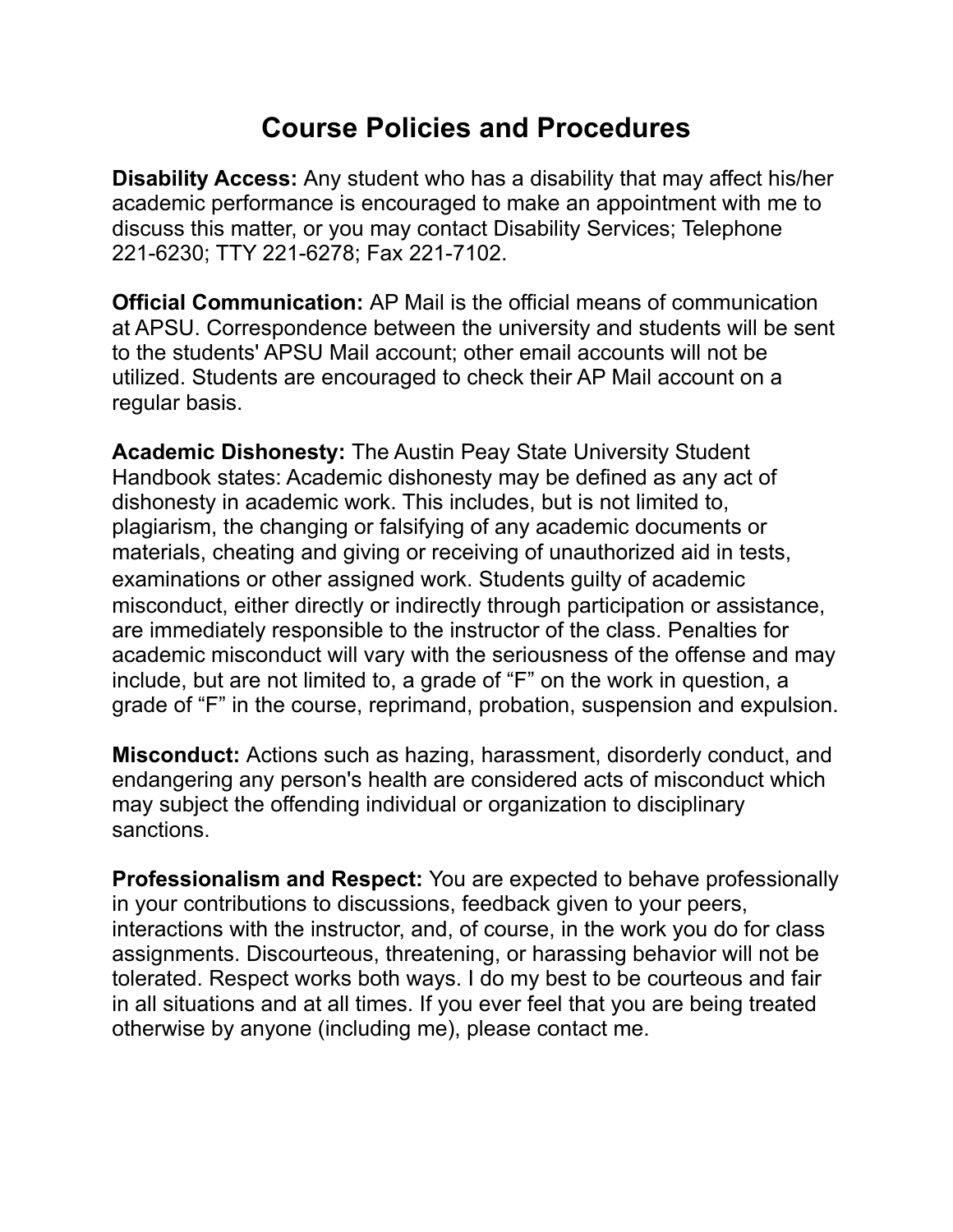# Course Policies and Procedures

**Disability Access:** Any student who has a disability that may affect his/her academic performance is encouraged to make an appointment with me to discuss this matter, or you may contact Disability Services; Telephone 221-6230; TTY 221-6278; Fax 221-7102.

**Official Communication:** AP Mail is the official means of communication at APSU. Correspondence between the university and students will be sent to the students' APSU Mail account; other email accounts will not be utilized. Students are encouraged to check their AP Mail account on a regular basis.

**Academic Dishonesty:** The Austin Peay State University Student Handbook states: Academic dishonesty may be defined as any act of dishonesty in academic work. This includes, but is not limited to, plagiarism, the changing or falsifying of any academic documents or materials, cheating and giving or receiving of unauthorized aid in tests, examinations or other assigned work. Students guilty of academic misconduct, either directly or indirectly through participation or assistance, are immediately responsible to the instructor of the class. Penalties for academic misconduct will vary with the seriousness of the offense and may include, but are not limited to, a grade of "F" on the work in question, a grade of "F" in the course, reprimand, probation, suspension and expulsion.

**Misconduct:** Actions such as hazing, harassment, disorderly conduct, and endangering any person's health are considered acts of misconduct which may subject the offending individual or organization to disciplinary sanctions.

**Professionalism and Respect:** You are expected to behave professionally in your contributions to discussions, feedback given to your peers, interactions with the instructor, and, of course, in the work you do for class assignments. Discourteous, threatening, or harassing behavior will not be tolerated. Respect works both ways. I do my best to be courteous and fair in all situations and at all times. If you ever feel that you are being treated otherwise by anyone (including me), please contact me.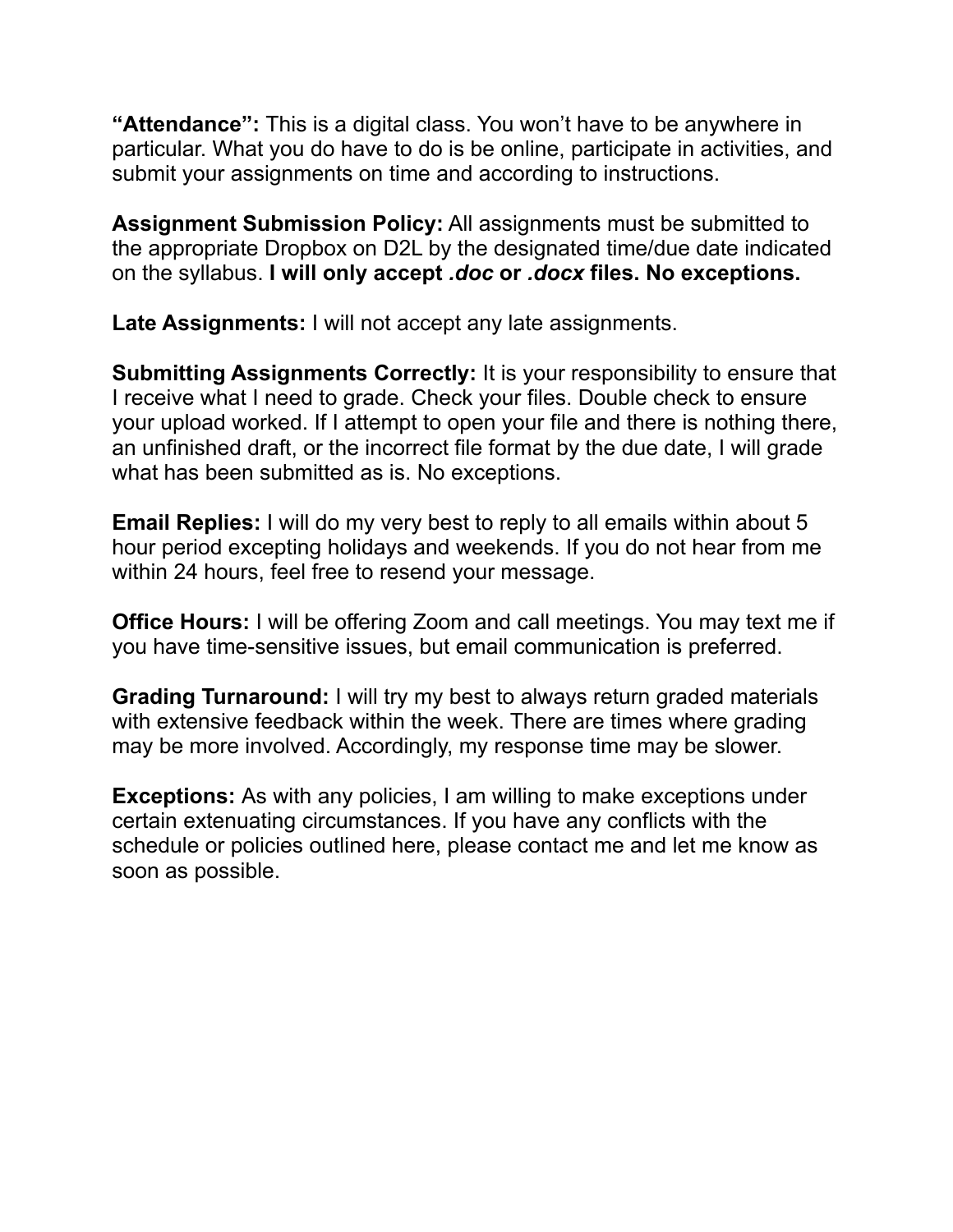**“Attendance”:** This is a digital class. You won’t have to be anywhere in particular. What you do have to do is be online, participate in activities, and submit your assignments on time and according to instructions.

**Assignment Submission Policy:** All assignments must be submitted to the appropriate Dropbox on D2L by the designated time/due date indicated on the syllabus. **I will only accept *.doc* or *.docx* files. No exceptions.**

**Late Assignments:** I will not accept any late assignments.

**Submitting Assignments Correctly:** It is your responsibility to ensure that I receive what I need to grade. Check your files. Double check to ensure your upload worked. If I attempt to open your file and there is nothing there, an unfinished draft, or the incorrect file format by the due date, I will grade what has been submitted as is. No exceptions.

**Email Replies:** I will do my very best to reply to all emails within about 5 hour period excepting holidays and weekends. If you do not hear from me within 24 hours, feel free to resend your message.

**Office Hours:** I will be offering Zoom and call meetings. You may text me if you have time-sensitive issues, but email communication is preferred.

**Grading Turnaround:** I will try my best to always return graded materials with extensive feedback within the week. There are times where grading may be more involved. Accordingly, my response time may be slower.

**Exceptions:** As with any policies, I am willing to make exceptions under certain extenuating circumstances. If you have any conflicts with the schedule or policies outlined here, please contact me and let me know as soon as possible.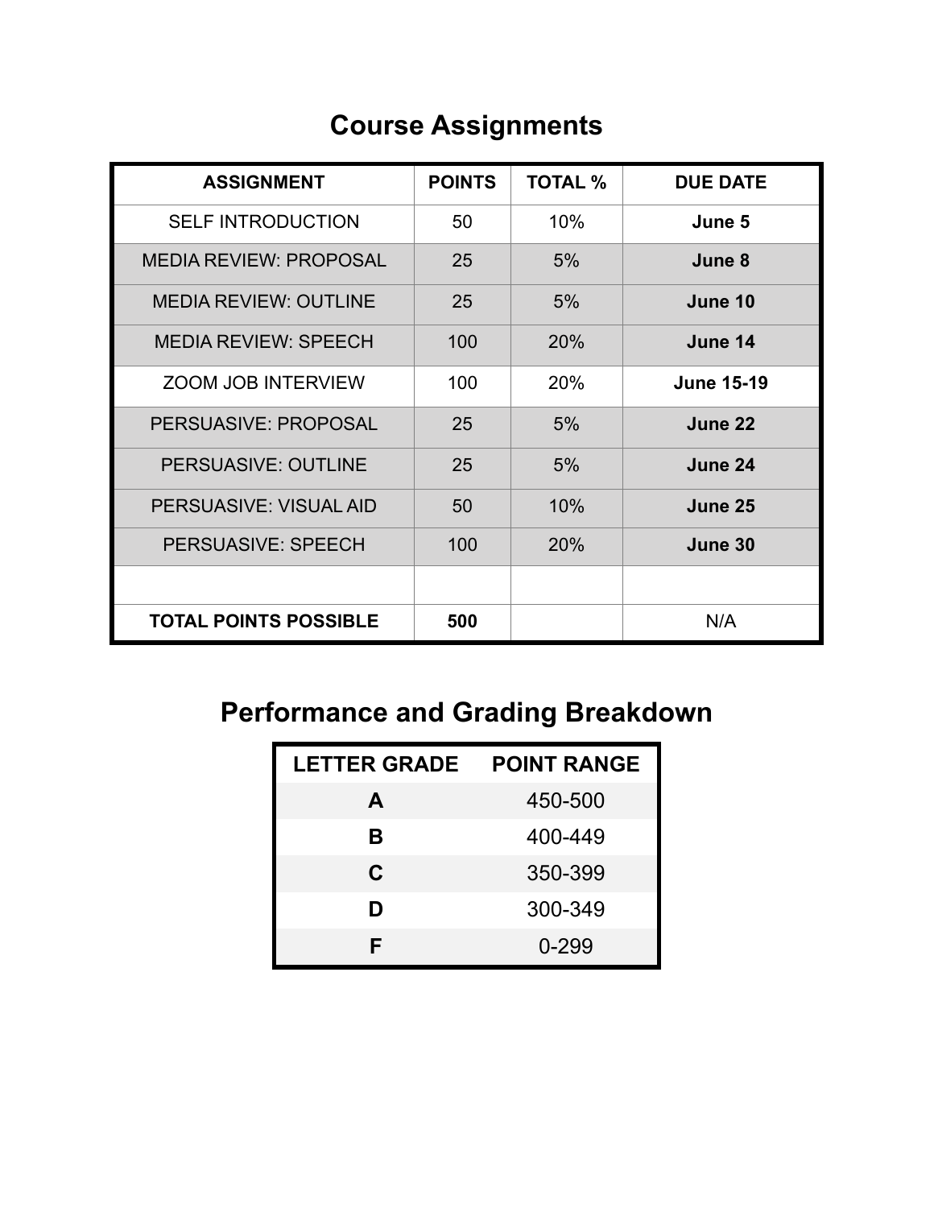# Course Assignments

| ASSIGNMENT | POINTS | TOTAL % | DUE DATE |
|---|---|---|---|
| SELF INTRODUCTION | 50 | 10% | **June 5** |
| MEDIA REVIEW: PROPOSAL | 25 | 5% | **June 8** |
| MEDIA REVIEW: OUTLINE | 25 | 5% | **June 10** |
| MEDIA REVIEW: SPEECH | 100 | 20% | **June 14** |
| ZOOM JOB INTERVIEW | 100 | 20% | **June 15-19** |
| PERSUASIVE: PROPOSAL | 25 | 5% | **June 22** |
| PERSUASIVE: OUTLINE | 25 | 5% | **June 24** |
| PERSUASIVE: VISUAL AID | 50 | 10% | **June 25** |
| PERSUASIVE: SPEECH | 100 | 20% | **June 30** |
| | | | |
| **TOTAL POINTS POSSIBLE** | **500** | | N/A |

# Performance and Grading Breakdown

| LETTER GRADE | POINT RANGE |
|---|---|
| **A** | 450-500 |
| **B** | 400-449 |
| **C** | 350-399 |
| **D** | 300-349 |
| **F** | 0-299 |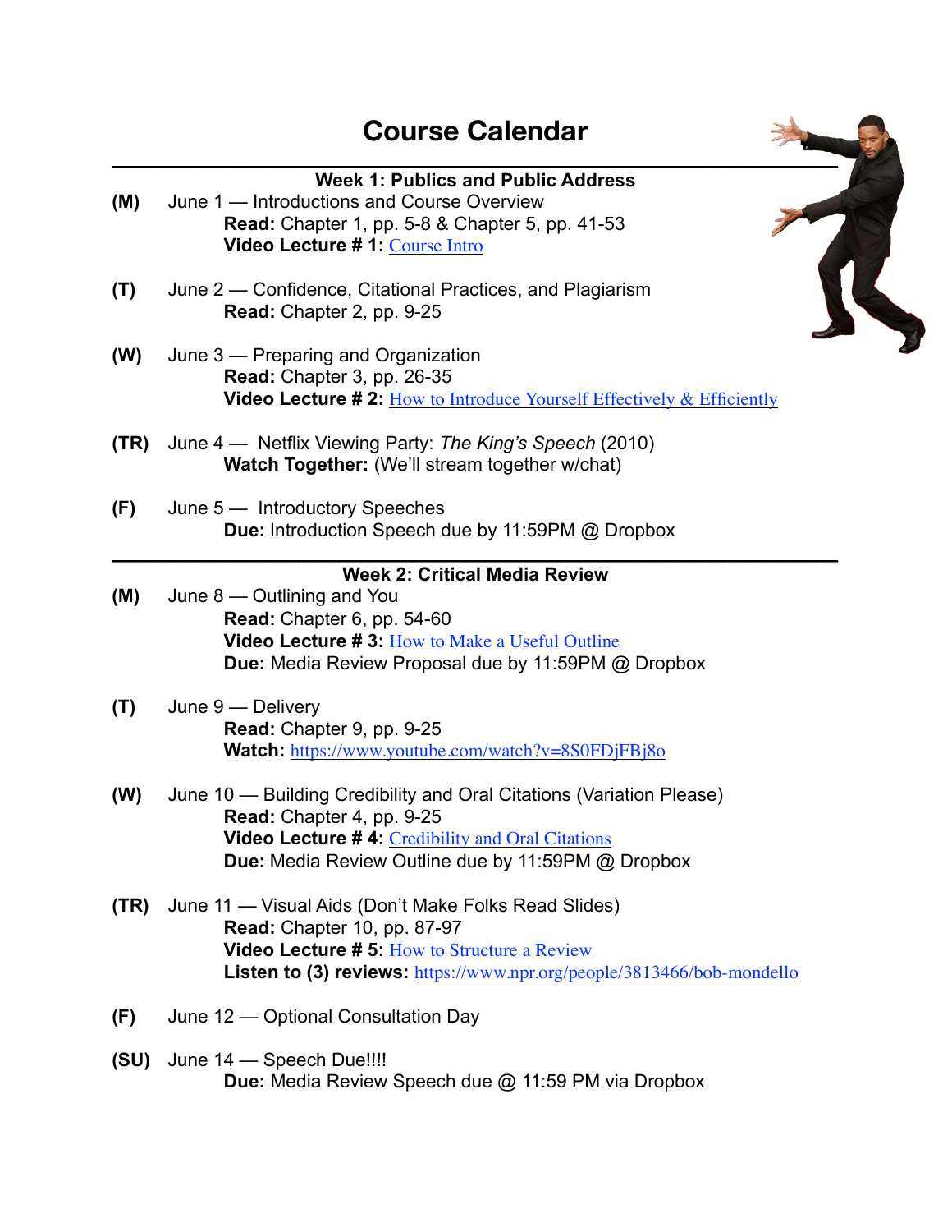# Course Calendar

---

### Week 1: Publics and Public Address

**(M)** June 1 — Introductions and Course Overview
**Read:** Chapter 1, pp. 5-8 & Chapter 5, pp. 41-53
**Video Lecture # 1:** [Course Intro]()

**(T)** June 2 — Confidence, Citational Practices, and Plagiarism
**Read:** Chapter 2, pp. 9-25

**(W)** June 3 — Preparing and Organization
**Read:** Chapter 3, pp. 26-35
**Video Lecture # 2:** [How to Introduce Yourself Effectively & Efficiently]()

**(TR)** June 4 — Netflix Viewing Party: *The King's Speech* (2010)
**Watch Together:** (We'll stream together w/chat)

**(F)** June 5 — Introductory Speeches
**Due:** Introduction Speech due by 11:59PM @ Dropbox

---

### Week 2: Critical Media Review

**(M)** June 8 — Outlining and You
**Read:** Chapter 6, pp. 54-60
**Video Lecture # 3:** [How to Make a Useful Outline]()
**Due:** Media Review Proposal due by 11:59PM @ Dropbox

**(T)** June 9 — Delivery
**Read:** Chapter 9, pp. 9-25
**Watch:** https://www.youtube.com/watch?v=8S0FDjFBj8o

**(W)** June 10 — Building Credibility and Oral Citations (Variation Please)
**Read:** Chapter 4, pp. 9-25
**Video Lecture # 4:** [Credibility and Oral Citations]()
**Due:** Media Review Outline due by 11:59PM @ Dropbox

**(TR)** June 11 — Visual Aids (Don't Make Folks Read Slides)
**Read:** Chapter 10, pp. 87-97
**Video Lecture # 5:** [How to Structure a Review]()
**Listen to (3) reviews:** https://www.npr.org/people/3813466/bob-mondello

**(F)** June 12 — Optional Consultation Day

**(SU)** June 14 — Speech Due!!!!
**Due:** Media Review Speech due @ 11:59 PM via Dropbox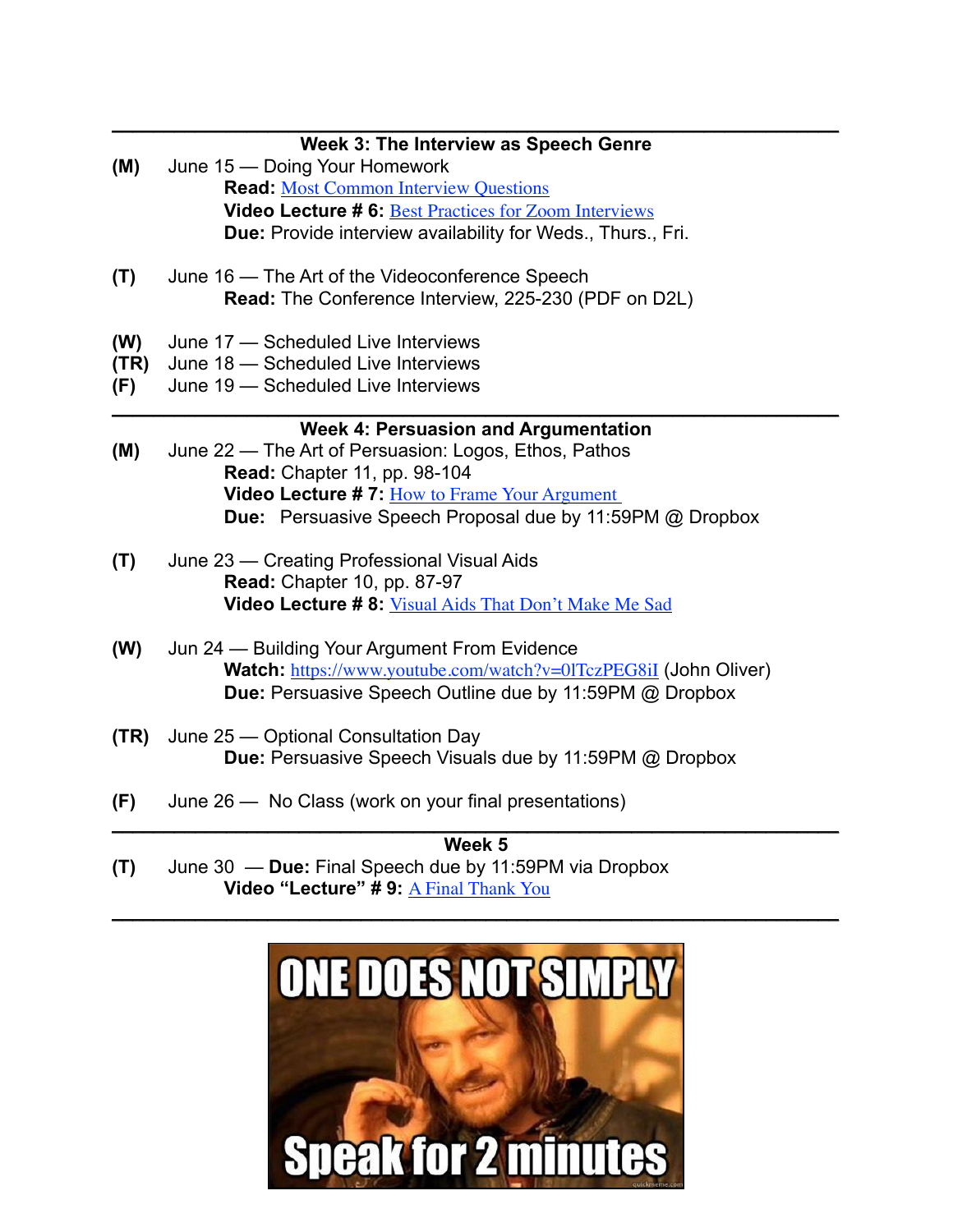## Week 3: The Interview as Speech Genre

**(M)** June 15 — Doing Your Homework
**Read:** Most Common Interview Questions
**Video Lecture # 6:** Best Practices for Zoom Interviews
**Due:** Provide interview availability for Weds., Thurs., Fri.

**(T)** June 16 — The Art of the Videoconference Speech
**Read:** The Conference Interview, 225-230 (PDF on D2L)

**(W)** June 17 — Scheduled Live Interviews
**(TR)** June 18 — Scheduled Live Interviews
**(F)** June 19 — Scheduled Live Interviews

## Week 4: Persuasion and Argumentation

**(M)** June 22 — The Art of Persuasion: Logos, Ethos, Pathos
**Read:** Chapter 11, pp. 98-104
**Video Lecture # 7:** How to Frame Your Argument
**Due:** Persuasive Speech Proposal due by 11:59PM @ Dropbox

**(T)** June 23 — Creating Professional Visual Aids
**Read:** Chapter 10, pp. 87-97
**Video Lecture # 8:** Visual Aids That Don't Make Me Sad

**(W)** Jun 24 — Building Your Argument From Evidence
**Watch:** https://www.youtube.com/watch?v=0lTczPEG8iI (John Oliver)
**Due:** Persuasive Speech Outline due by 11:59PM @ Dropbox

**(TR)** June 25 — Optional Consultation Day
**Due:** Persuasive Speech Visuals due by 11:59PM @ Dropbox

**(F)** June 26 — No Class (work on your final presentations)

## Week 5

**(T)** June 30 — **Due:** Final Speech due by 11:59PM via Dropbox
**Video "Lecture" # 9:** A Final Thank You

ONE DOES NOT SIMPLY
Speak for 2 minutes